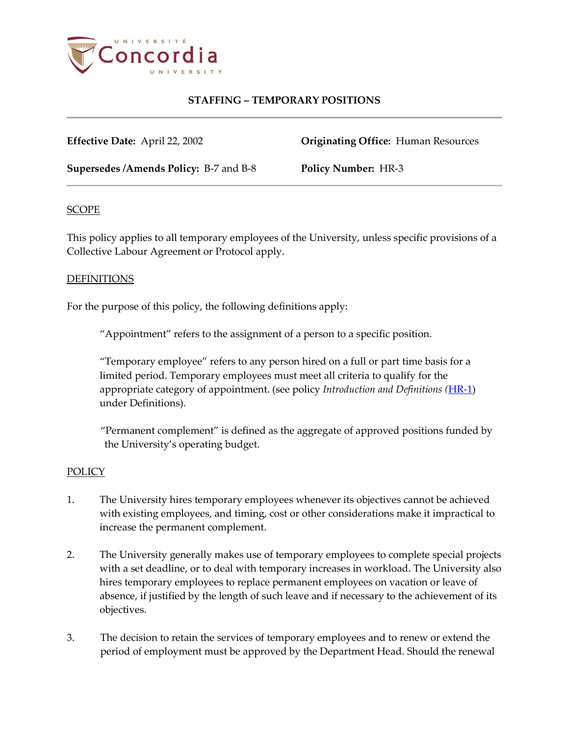# STAFFING – TEMPORARY POSITIONS

**Effective Date:** April 22, 2002 **Originating Office:** Human Resources

**Supersedes /Amends Policy:** B-7 and B-8 **Policy Number:** HR-3

## SCOPE

This policy applies to all temporary employees of the University, unless specific provisions of a Collective Labour Agreement or Protocol apply.

## DEFINITIONS

For the purpose of this policy, the following definitions apply:

"Appointment" refers to the assignment of a person to a specific position.

"Temporary employee" refers to any person hired on a full or part time basis for a limited period. Temporary employees must meet all criteria to qualify for the appropriate category of appointment. (see policy *Introduction and Definitions (*HR-1) under Definitions).

"Permanent complement" is defined as the aggregate of approved positions funded by the University's operating budget.

## POLICY

1. The University hires temporary employees whenever its objectives cannot be achieved with existing employees, and timing, cost or other considerations make it impractical to increase the permanent complement.

2. The University generally makes use of temporary employees to complete special projects with a set deadline, or to deal with temporary increases in workload. The University also hires temporary employees to replace permanent employees on vacation or leave of absence, if justified by the length of such leave and if necessary to the achievement of its objectives.

3. The decision to retain the services of temporary employees and to renew or extend the period of employment must be approved by the Department Head. Should the renewal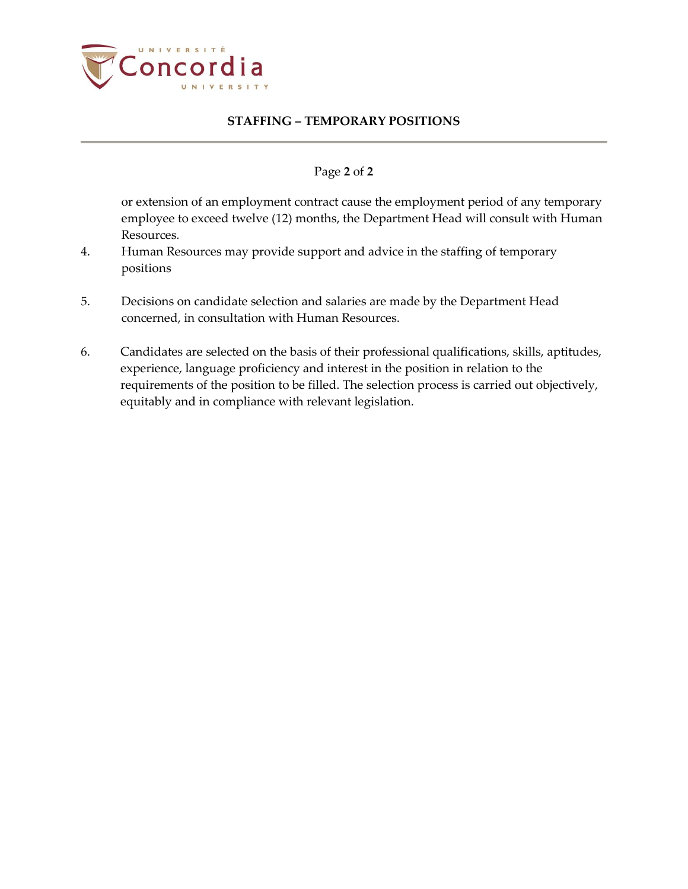or extension of an employment contract cause the employment period of any temporary employee to exceed twelve (12) months, the Department Head will consult with Human Resources.

4. Human Resources may provide support and advice in the staffing of temporary positions

5. Decisions on candidate selection and salaries are made by the Department Head concerned, in consultation with Human Resources.

6. Candidates are selected on the basis of their professional qualifications, skills, aptitudes, experience, language proficiency and interest in the position in relation to the requirements of the position to be filled. The selection process is carried out objectively, equitably and in compliance with relevant legislation.